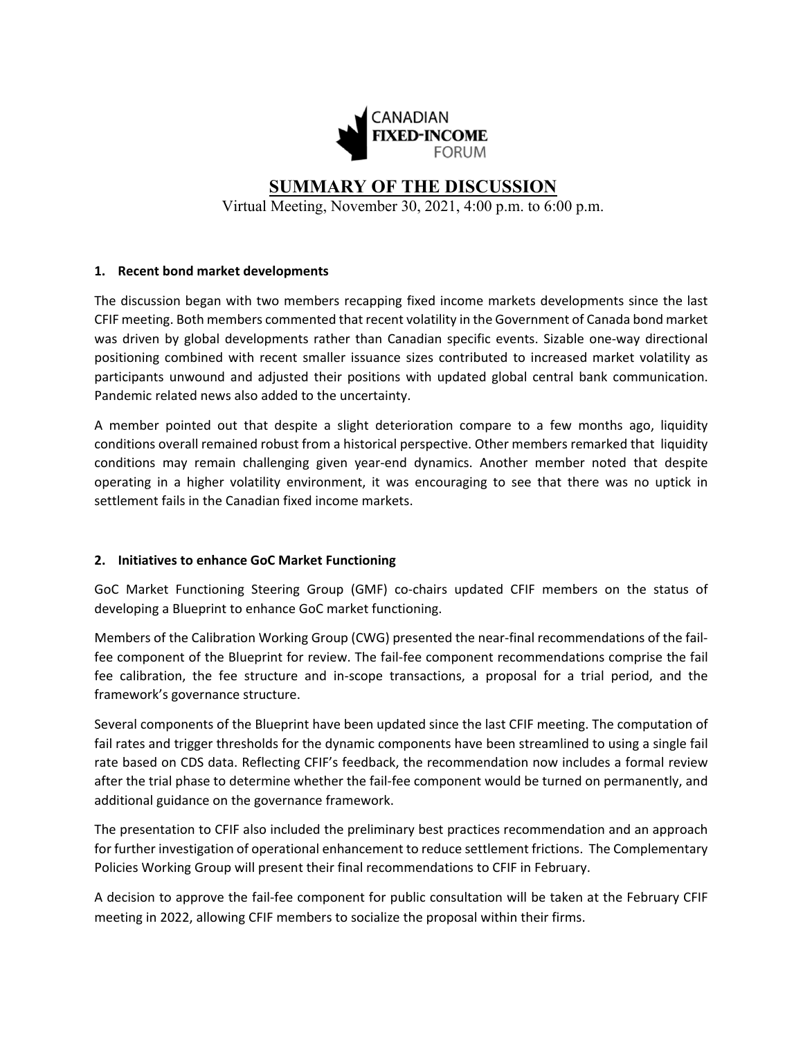CANADIAN
**FIXED-INCOME**
FORUM

# SUMMARY OF THE DISCUSSION

Virtual Meeting, November 30, 2021, 4:00 p.m. to 6:00 p.m.

## 1. Recent bond market developments

The discussion began with two members recapping fixed income markets developments since the last CFIF meeting. Both members commented that recent volatility in the Government of Canada bond market was driven by global developments rather than Canadian specific events. Sizable one-way directional positioning combined with recent smaller issuance sizes contributed to increased market volatility as participants unwound and adjusted their positions with updated global central bank communication. Pandemic related news also added to the uncertainty.

A member pointed out that despite a slight deterioration compare to a few months ago, liquidity conditions overall remained robust from a historical perspective. Other members remarked that liquidity conditions may remain challenging given year-end dynamics. Another member noted that despite operating in a higher volatility environment, it was encouraging to see that there was no uptick in settlement fails in the Canadian fixed income markets.

## 2. Initiatives to enhance GoC Market Functioning

GoC Market Functioning Steering Group (GMF) co-chairs updated CFIF members on the status of developing a Blueprint to enhance GoC market functioning.

Members of the Calibration Working Group (CWG) presented the near-final recommendations of the fail-fee component of the Blueprint for review. The fail-fee component recommendations comprise the fail fee calibration, the fee structure and in-scope transactions, a proposal for a trial period, and the framework's governance structure.

Several components of the Blueprint have been updated since the last CFIF meeting. The computation of fail rates and trigger thresholds for the dynamic components have been streamlined to using a single fail rate based on CDS data. Reflecting CFIF's feedback, the recommendation now includes a formal review after the trial phase to determine whether the fail-fee component would be turned on permanently, and additional guidance on the governance framework.

The presentation to CFIF also included the preliminary best practices recommendation and an approach for further investigation of operational enhancement to reduce settlement frictions. The Complementary Policies Working Group will present their final recommendations to CFIF in February.

A decision to approve the fail-fee component for public consultation will be taken at the February CFIF meeting in 2022, allowing CFIF members to socialize the proposal within their firms.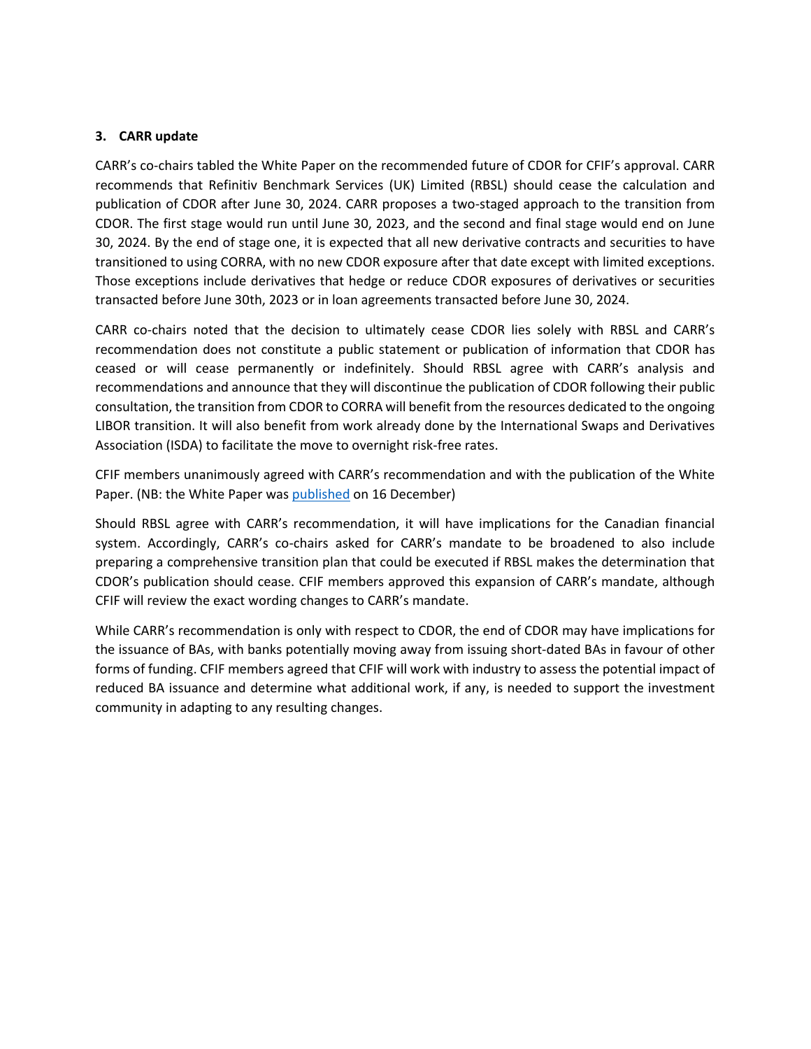### 3. CARR update

CARR's co-chairs tabled the White Paper on the recommended future of CDOR for CFIF's approval. CARR recommends that Refinitiv Benchmark Services (UK) Limited (RBSL) should cease the calculation and publication of CDOR after June 30, 2024. CARR proposes a two-staged approach to the transition from CDOR. The first stage would run until June 30, 2023, and the second and final stage would end on June 30, 2024. By the end of stage one, it is expected that all new derivative contracts and securities to have transitioned to using CORRA, with no new CDOR exposure after that date except with limited exceptions. Those exceptions include derivatives that hedge or reduce CDOR exposures of derivatives or securities transacted before June 30th, 2023 or in loan agreements transacted before June 30, 2024.

CARR co-chairs noted that the decision to ultimately cease CDOR lies solely with RBSL and CARR's recommendation does not constitute a public statement or publication of information that CDOR has ceased or will cease permanently or indefinitely. Should RBSL agree with CARR's analysis and recommendations and announce that they will discontinue the publication of CDOR following their public consultation, the transition from CDOR to CORRA will benefit from the resources dedicated to the ongoing LIBOR transition. It will also benefit from work already done by the International Swaps and Derivatives Association (ISDA) to facilitate the move to overnight risk-free rates.

CFIF members unanimously agreed with CARR's recommendation and with the publication of the White Paper. (NB: the White Paper was published on 16 December)

Should RBSL agree with CARR's recommendation, it will have implications for the Canadian financial system. Accordingly, CARR's co-chairs asked for CARR's mandate to be broadened to also include preparing a comprehensive transition plan that could be executed if RBSL makes the determination that CDOR's publication should cease. CFIF members approved this expansion of CARR's mandate, although CFIF will review the exact wording changes to CARR's mandate.

While CARR's recommendation is only with respect to CDOR, the end of CDOR may have implications for the issuance of BAs, with banks potentially moving away from issuing short-dated BAs in favour of other forms of funding. CFIF members agreed that CFIF will work with industry to assess the potential impact of reduced BA issuance and determine what additional work, if any, is needed to support the investment community in adapting to any resulting changes.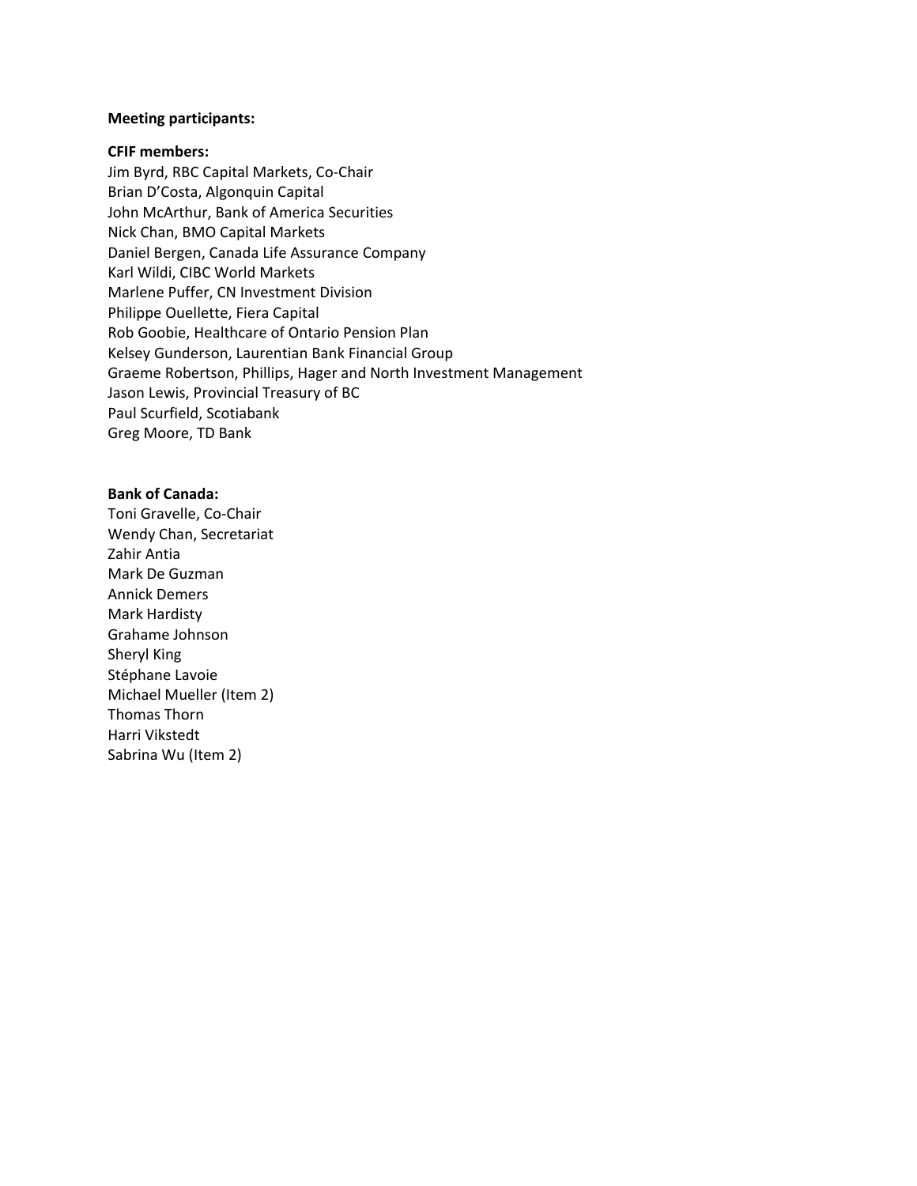**Meeting participants:**

**CFIF members:**

Jim Byrd, RBC Capital Markets, Co-Chair
Brian D'Costa, Algonquin Capital
John McArthur, Bank of America Securities
Nick Chan, BMO Capital Markets
Daniel Bergen, Canada Life Assurance Company
Karl Wildi, CIBC World Markets
Marlene Puffer, CN Investment Division
Philippe Ouellette, Fiera Capital
Rob Goobie, Healthcare of Ontario Pension Plan
Kelsey Gunderson, Laurentian Bank Financial Group
Graeme Robertson, Phillips, Hager and North Investment Management
Jason Lewis, Provincial Treasury of BC
Paul Scurfield, Scotiabank
Greg Moore, TD Bank

**Bank of Canada:**

Toni Gravelle, Co-Chair
Wendy Chan, Secretariat
Zahir Antia
Mark De Guzman
Annick Demers
Mark Hardisty
Grahame Johnson
Sheryl King
Stéphane Lavoie
Michael Mueller (Item 2)
Thomas Thorn
Harri Vikstedt
Sabrina Wu (Item 2)